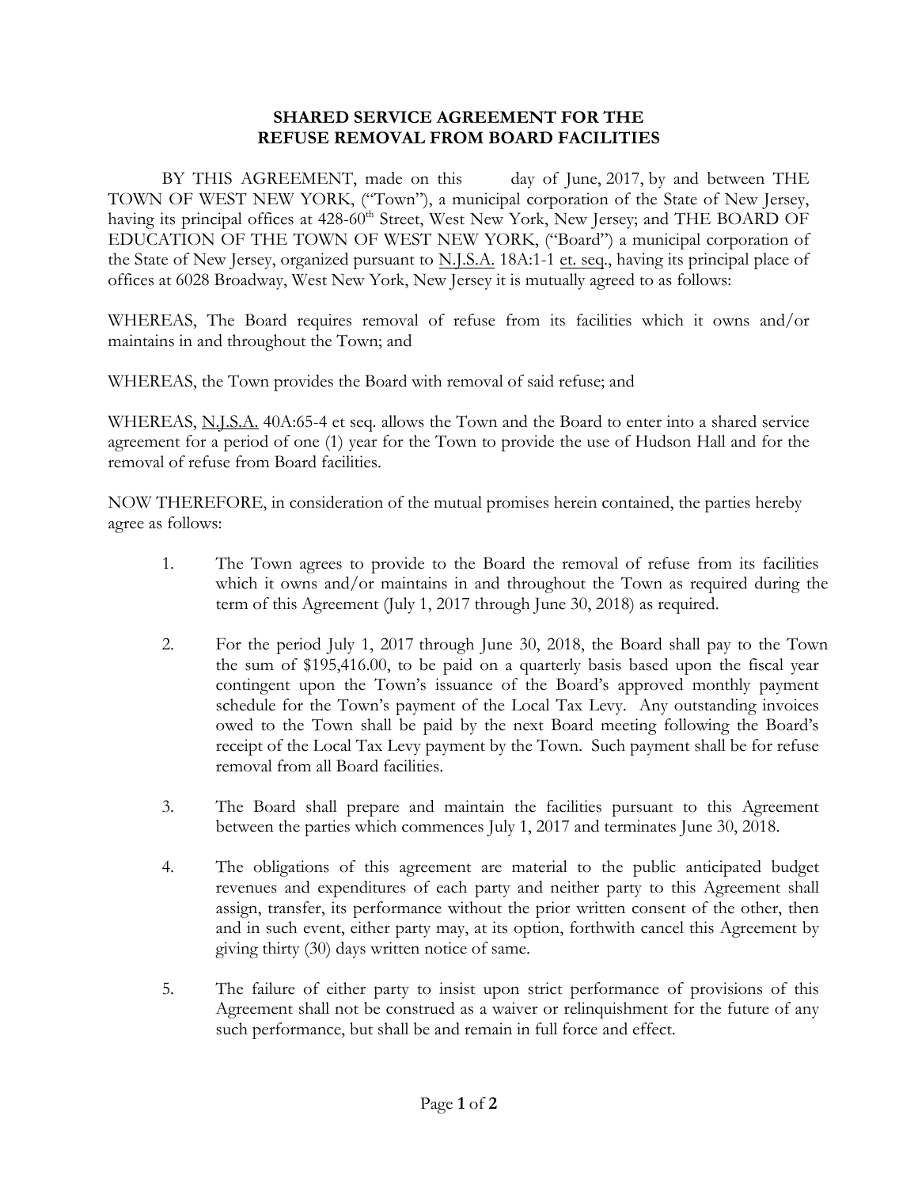**SHARED SERVICE AGREEMENT FOR THE
REFUSE REMOVAL FROM BOARD FACILITIES**

BY THIS AGREEMENT, made on this day of June, 2017, by and between THE TOWN OF WEST NEW YORK, ("Town"), a municipal corporation of the State of New Jersey, having its principal offices at 428-60th Street, West New York, New Jersey; and THE BOARD OF EDUCATION OF THE TOWN OF WEST NEW YORK, ("Board") a municipal corporation of the State of New Jersey, organized pursuant to N.J.S.A. 18A:1-1 et. seq., having its principal place of offices at 6028 Broadway, West New York, New Jersey it is mutually agreed to as follows:

WHEREAS, The Board requires removal of refuse from its facilities which it owns and/or maintains in and throughout the Town; and

WHEREAS, the Town provides the Board with removal of said refuse; and

WHEREAS, N.J.S.A. 40A:65-4 et seq. allows the Town and the Board to enter into a shared service agreement for a period of one (1) year for the Town to provide the use of Hudson Hall and for the removal of refuse from Board facilities.

NOW THEREFORE, in consideration of the mutual promises herein contained, the parties hereby agree as follows:

1. The Town agrees to provide to the Board the removal of refuse from its facilities which it owns and/or maintains in and throughout the Town as required during the term of this Agreement (July 1, 2017 through June 30, 2018) as required.

2. For the period July 1, 2017 through June 30, 2018, the Board shall pay to the Town the sum of $195,416.00, to be paid on a quarterly basis based upon the fiscal year contingent upon the Town's issuance of the Board's approved monthly payment schedule for the Town's payment of the Local Tax Levy. Any outstanding invoices owed to the Town shall be paid by the next Board meeting following the Board's receipt of the Local Tax Levy payment by the Town. Such payment shall be for refuse removal from all Board facilities.

3. The Board shall prepare and maintain the facilities pursuant to this Agreement between the parties which commences July 1, 2017 and terminates June 30, 2018.

4. The obligations of this agreement are material to the public anticipated budget revenues and expenditures of each party and neither party to this Agreement shall assign, transfer, its performance without the prior written consent of the other, then and in such event, either party may, at its option, forthwith cancel this Agreement by giving thirty (30) days written notice of same.

5. The failure of either party to insist upon strict performance of provisions of this Agreement shall not be construed as a waiver or relinquishment for the future of any such performance, but shall be and remain in full force and effect.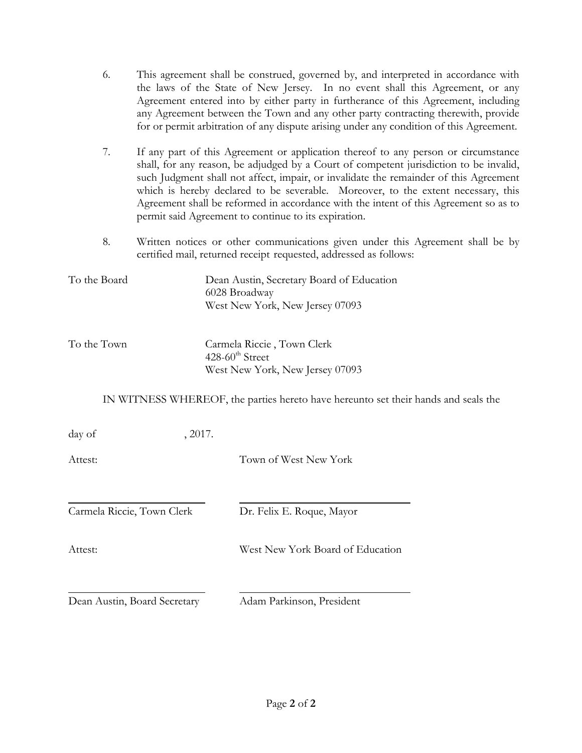6. This agreement shall be construed, governed by, and interpreted in accordance with the laws of the State of New Jersey. In no event shall this Agreement, or any Agreement entered into by either party in furtherance of this Agreement, including any Agreement between the Town and any other party contracting therewith, provide for or permit arbitration of any dispute arising under any condition of this Agreement.

7. If any part of this Agreement or application thereof to any person or circumstance shall, for any reason, be adjudged by a Court of competent jurisdiction to be invalid, such Judgment shall not affect, impair, or invalidate the remainder of this Agreement which is hereby declared to be severable. Moreover, to the extent necessary, this Agreement shall be reformed in accordance with the intent of this Agreement so as to permit said Agreement to continue to its expiration.

8. Written notices or other communications given under this Agreement shall be by certified mail, returned receipt requested, addressed as follows:

To the Board

Dean Austin, Secretary Board of Education
6028 Broadway
West New York, New Jersey 07093

To the Town

Carmela Riccie , Town Clerk
428-60th Street
West New York, New Jersey 07093

IN WITNESS WHEREOF, the parties hereto have hereunto set their hands and seals the

day of , 2017.

Attest: Town of West New York

Carmela Riccie, Town Clerk Dr. Felix E. Roque, Mayor

Attest: West New York Board of Education

Dean Austin, Board Secretary Adam Parkinson, President